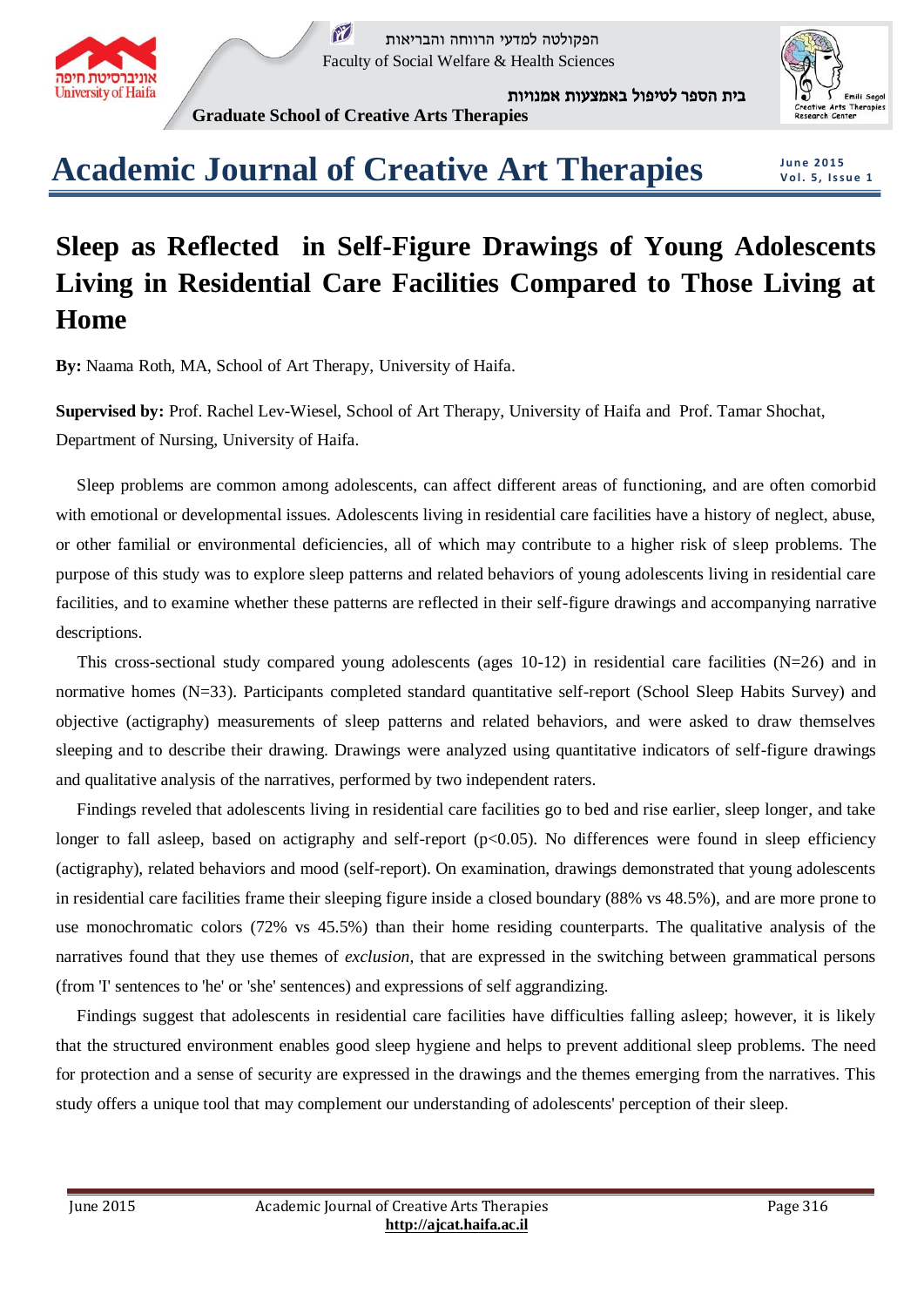# Sleep as Reflected in Self-Figure Drawings of Young Adolescents Living in Residential Care Facilities Compared to Those Living at Home

**By:** Naama Roth, MA, School of Art Therapy, University of Haifa.

**Supervised by:** Prof. Rachel Lev-Wiesel, School of Art Therapy, University of Haifa and Prof. Tamar Shochat, Department of Nursing, University of Haifa.

Sleep problems are common among adolescents, can affect different areas of functioning, and are often comorbid with emotional or developmental issues. Adolescents living in residential care facilities have a history of neglect, abuse, or other familial or environmental deficiencies, all of which may contribute to a higher risk of sleep problems. The purpose of this study was to explore sleep patterns and related behaviors of young adolescents living in residential care facilities, and to examine whether these patterns are reflected in their self-figure drawings and accompanying narrative descriptions.

This cross-sectional study compared young adolescents (ages 10-12) in residential care facilities (N=26) and in normative homes (N=33). Participants completed standard quantitative self-report (School Sleep Habits Survey) and objective (actigraphy) measurements of sleep patterns and related behaviors, and were asked to draw themselves sleeping and to describe their drawing. Drawings were analyzed using quantitative indicators of self-figure drawings and qualitative analysis of the narratives, performed by two independent raters.

Findings reveled that adolescents living in residential care facilities go to bed and rise earlier, sleep longer, and take longer to fall asleep, based on actigraphy and self-report ($p<0.05$). No differences were found in sleep efficiency (actigraphy), related behaviors and mood (self-report). On examination, drawings demonstrated that young adolescents in residential care facilities frame their sleeping figure inside a closed boundary (88% vs 48.5%), and are more prone to use monochromatic colors (72% vs 45.5%) than their home residing counterparts. The qualitative analysis of the narratives found that they use themes of *exclusion*, that are expressed in the switching between grammatical persons (from 'I' sentences to 'he' or 'she' sentences) and expressions of self aggrandizing.

Findings suggest that adolescents in residential care facilities have difficulties falling asleep; however, it is likely that the structured environment enables good sleep hygiene and helps to prevent additional sleep problems. The need for protection and a sense of security are expressed in the drawings and the themes emerging from the narratives. This study offers a unique tool that may complement our understanding of adolescents' perception of their sleep.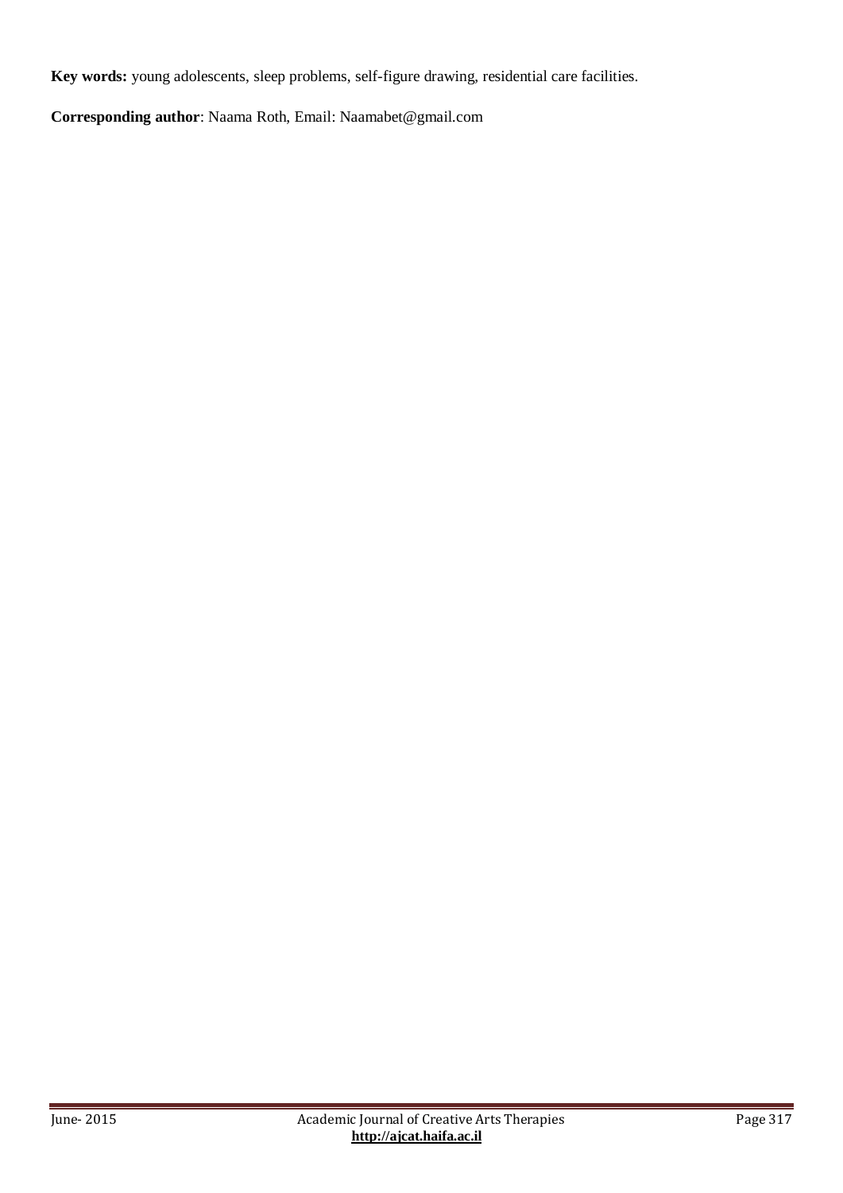**Key words:** young adolescents, sleep problems, self-figure drawing, residential care facilities.

**Corresponding author**: Naama Roth, Email: Naamabet@gmail.com